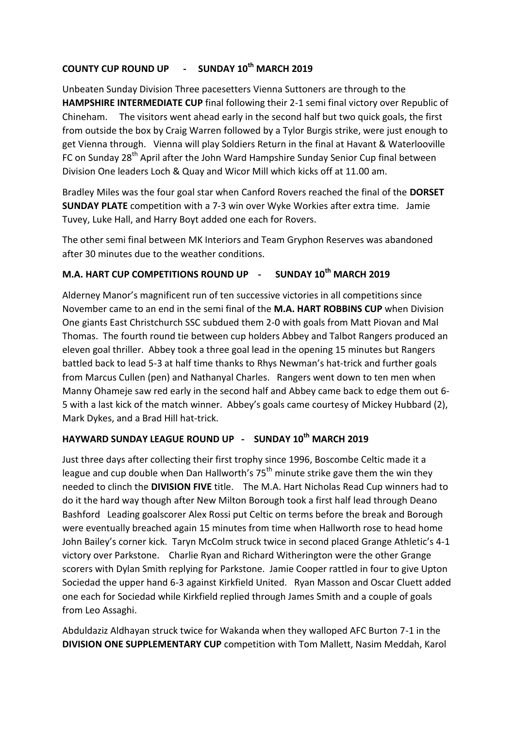## COUNTY CUP ROUND UP - SUNDAY 10th MARCH 2019

Unbeaten Sunday Division Three pacesetters Vienna Suttoners are through to the **HAMPSHIRE INTERMEDIATE CUP** final following their 2-1 semi final victory over Republic of Chineham. The visitors went ahead early in the second half but two quick goals, the first from outside the box by Craig Warren followed by a Tylor Burgis strike, were just enough to get Vienna through. Vienna will play Soldiers Return in the final at Havant & Waterlooville FC on Sunday 28th April after the John Ward Hampshire Sunday Senior Cup final between Division One leaders Loch & Quay and Wicor Mill which kicks off at 11.00 am.

Bradley Miles was the four goal star when Canford Rovers reached the final of the **DORSET SUNDAY PLATE** competition with a 7-3 win over Wyke Workies after extra time. Jamie Tuvey, Luke Hall, and Harry Boyt added one each for Rovers.

The other semi final between MK Interiors and Team Gryphon Reserves was abandoned after 30 minutes due to the weather conditions.

## M.A. HART CUP COMPETITIONS ROUND UP - SUNDAY 10th MARCH 2019

Alderney Manor's magnificent run of ten successive victories in all competitions since November came to an end in the semi final of the **M.A. HART ROBBINS CUP** when Division One giants East Christchurch SSC subdued them 2-0 with goals from Matt Piovan and Mal Thomas. The fourth round tie between cup holders Abbey and Talbot Rangers produced an eleven goal thriller. Abbey took a three goal lead in the opening 15 minutes but Rangers battled back to lead 5-3 at half time thanks to Rhys Newman's hat-trick and further goals from Marcus Cullen (pen) and Nathanyal Charles. Rangers went down to ten men when Manny Ohameje saw red early in the second half and Abbey came back to edge them out 6-5 with a last kick of the match winner. Abbey's goals came courtesy of Mickey Hubbard (2), Mark Dykes, and a Brad Hill hat-trick.

## HAYWARD SUNDAY LEAGUE ROUND UP - SUNDAY 10th MARCH 2019

Just three days after collecting their first trophy since 1996, Boscombe Celtic made it a league and cup double when Dan Hallworth's 75th minute strike gave them the win they needed to clinch the **DIVISION FIVE** title. The M.A. Hart Nicholas Read Cup winners had to do it the hard way though after New Milton Borough took a first half lead through Deano Bashford Leading goalscorer Alex Rossi put Celtic on terms before the break and Borough were eventually breached again 15 minutes from time when Hallworth rose to head home John Bailey's corner kick. Taryn McColm struck twice in second placed Grange Athletic's 4-1 victory over Parkstone. Charlie Ryan and Richard Witherington were the other Grange scorers with Dylan Smith replying for Parkstone. Jamie Cooper rattled in four to give Upton Sociedad the upper hand 6-3 against Kirkfield United. Ryan Masson and Oscar Cluett added one each for Sociedad while Kirkfield replied through James Smith and a couple of goals from Leo Assaghi.

Abduldaziz Aldhayan struck twice for Wakanda when they walloped AFC Burton 7-1 in the **DIVISION ONE SUPPLEMENTARY CUP** competition with Tom Mallett, Nasim Meddah, Karol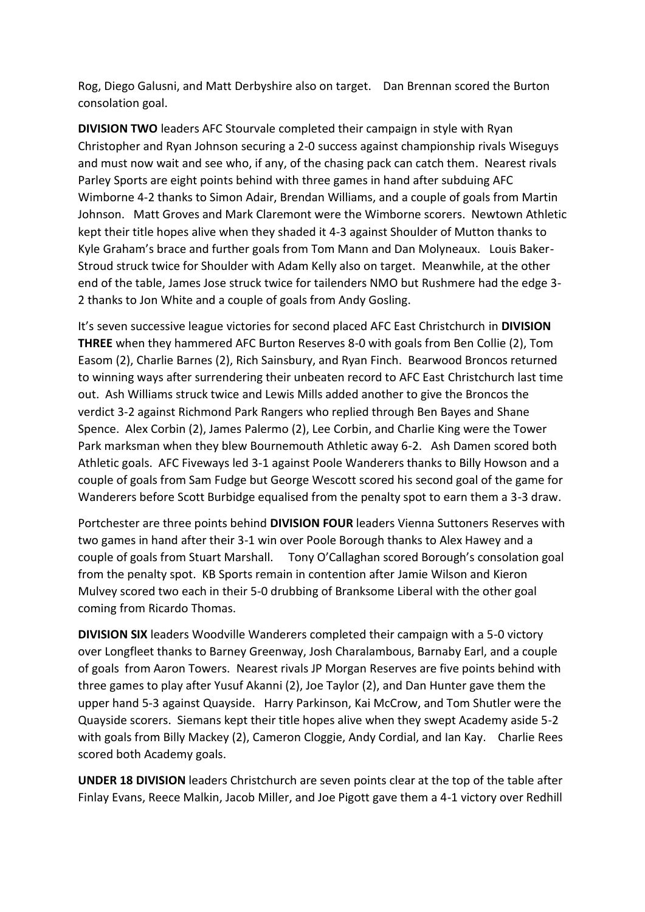Rog, Diego Galusni, and Matt Derbyshire also on target. Dan Brennan scored the Burton consolation goal.

**DIVISION TWO** leaders AFC Stourvale completed their campaign in style with Ryan Christopher and Ryan Johnson securing a 2-0 success against championship rivals Wiseguys and must now wait and see who, if any, of the chasing pack can catch them. Nearest rivals Parley Sports are eight points behind with three games in hand after subduing AFC Wimborne 4-2 thanks to Simon Adair, Brendan Williams, and a couple of goals from Martin Johnson. Matt Groves and Mark Claremont were the Wimborne scorers. Newtown Athletic kept their title hopes alive when they shaded it 4-3 against Shoulder of Mutton thanks to Kyle Graham's brace and further goals from Tom Mann and Dan Molyneaux. Louis Baker-Stroud struck twice for Shoulder with Adam Kelly also on target. Meanwhile, at the other end of the table, James Jose struck twice for tailenders NMO but Rushmere had the edge 3-2 thanks to Jon White and a couple of goals from Andy Gosling.

It's seven successive league victories for second placed AFC East Christchurch in **DIVISION THREE** when they hammered AFC Burton Reserves 8-0 with goals from Ben Collie (2), Tom Easom (2), Charlie Barnes (2), Rich Sainsbury, and Ryan Finch. Bearwood Broncos returned to winning ways after surrendering their unbeaten record to AFC East Christchurch last time out. Ash Williams struck twice and Lewis Mills added another to give the Broncos the verdict 3-2 against Richmond Park Rangers who replied through Ben Bayes and Shane Spence. Alex Corbin (2), James Palermo (2), Lee Corbin, and Charlie King were the Tower Park marksman when they blew Bournemouth Athletic away 6-2. Ash Damen scored both Athletic goals. AFC Fiveways led 3-1 against Poole Wanderers thanks to Billy Howson and a couple of goals from Sam Fudge but George Wescott scored his second goal of the game for Wanderers before Scott Burbidge equalised from the penalty spot to earn them a 3-3 draw.

Portchester are three points behind **DIVISION FOUR** leaders Vienna Suttoners Reserves with two games in hand after their 3-1 win over Poole Borough thanks to Alex Hawey and a couple of goals from Stuart Marshall. Tony O'Callaghan scored Borough's consolation goal from the penalty spot. KB Sports remain in contention after Jamie Wilson and Kieron Mulvey scored two each in their 5-0 drubbing of Branksome Liberal with the other goal coming from Ricardo Thomas.

**DIVISION SIX** leaders Woodville Wanderers completed their campaign with a 5-0 victory over Longfleet thanks to Barney Greenway, Josh Charalambous, Barnaby Earl, and a couple of goals from Aaron Towers. Nearest rivals JP Morgan Reserves are five points behind with three games to play after Yusuf Akanni (2), Joe Taylor (2), and Dan Hunter gave them the upper hand 5-3 against Quayside. Harry Parkinson, Kai McCrow, and Tom Shutler were the Quayside scorers. Siemans kept their title hopes alive when they swept Academy aside 5-2 with goals from Billy Mackey (2), Cameron Cloggie, Andy Cordial, and Ian Kay. Charlie Rees scored both Academy goals.

**UNDER 18 DIVISION** leaders Christchurch are seven points clear at the top of the table after Finlay Evans, Reece Malkin, Jacob Miller, and Joe Pigott gave them a 4-1 victory over Redhill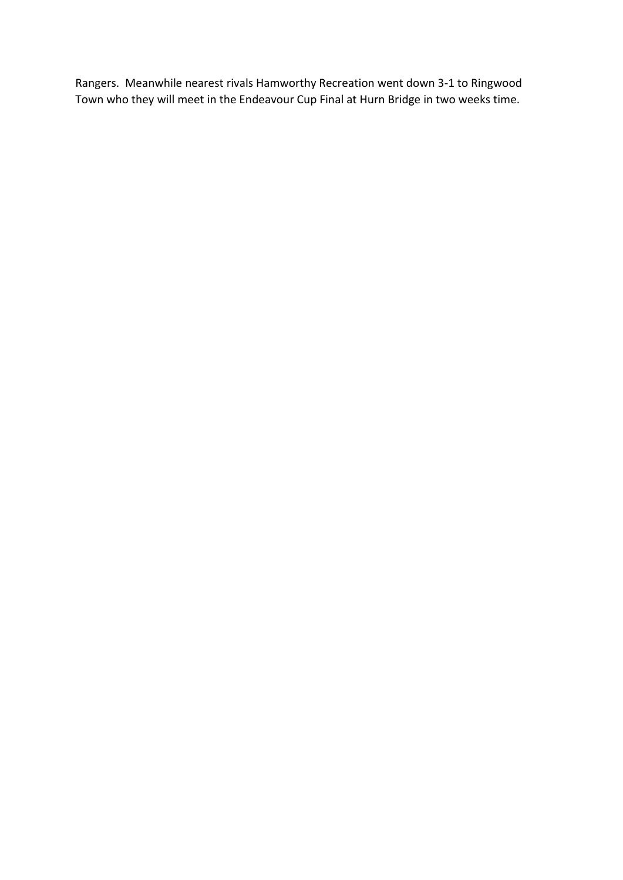Rangers. Meanwhile nearest rivals Hamworthy Recreation went down 3-1 to Ringwood Town who they will meet in the Endeavour Cup Final at Hurn Bridge in two weeks time.